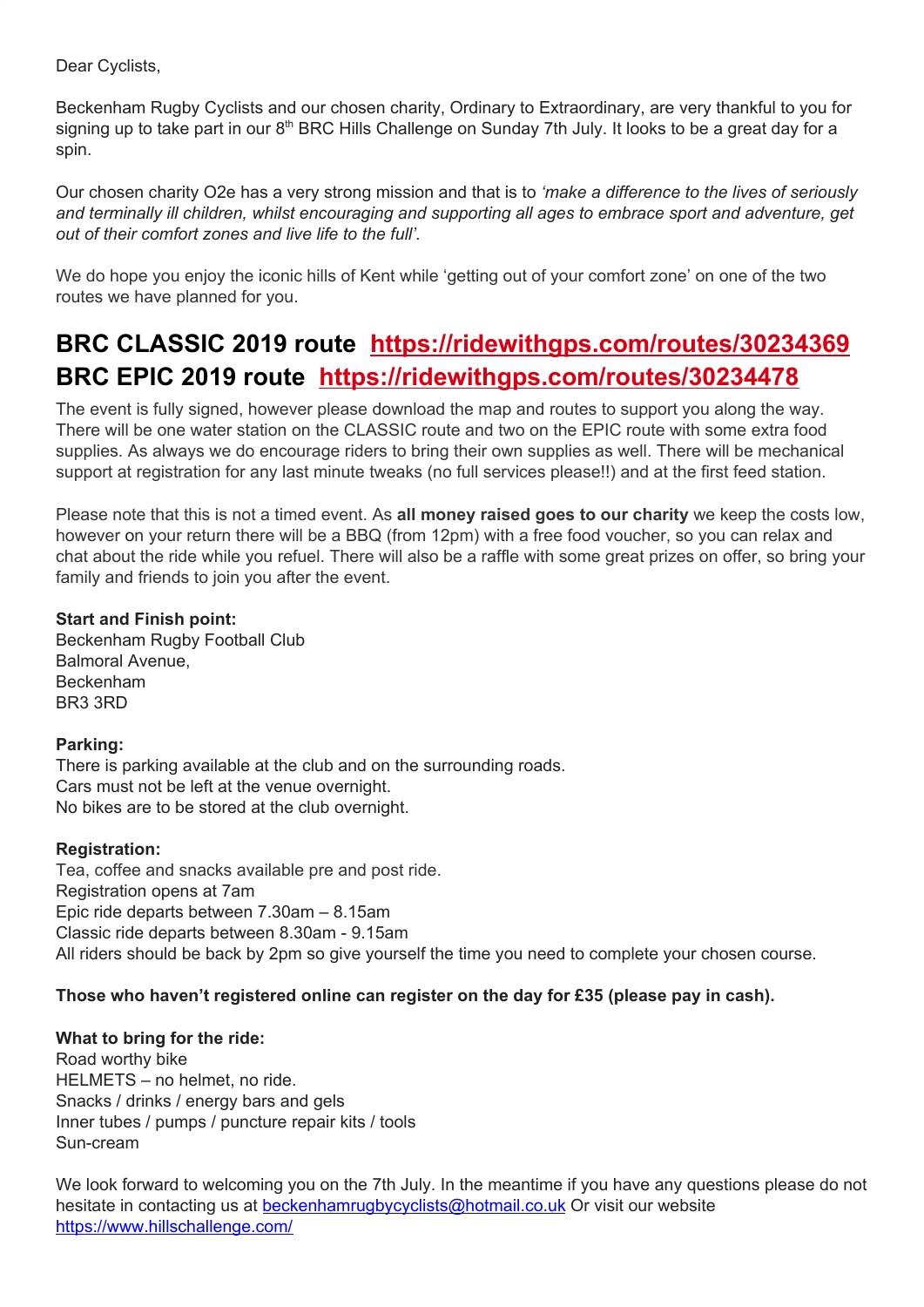Dear Cyclists,

Beckenham Rugby Cyclists and our chosen charity, Ordinary to Extraordinary, are very thankful to you for signing up to take part in our 8th BRC Hills Challenge on Sunday 7th July. It looks to be a great day for a spin.

Our chosen charity O2e has a very strong mission and that is to *'make a difference to the lives of seriously and terminally ill children, whilst encouraging and supporting all ages to embrace sport and adventure, get out of their comfort zones and live life to the full'.*

We do hope you enjoy the iconic hills of Kent while 'getting out of your comfort zone' on one of the two routes we have planned for you.

## BRC CLASSIC 2019 route [https://ridewithgps.com/routes/30234369](https://ridewithgps.com/routes/30234369)
## BRC EPIC 2019 route [https://ridewithgps.com/routes/30234478](https://ridewithgps.com/routes/30234478)

The event is fully signed, however please download the map and routes to support you along the way. There will be one water station on the CLASSIC route and two on the EPIC route with some extra food supplies. As always we do encourage riders to bring their own supplies as well. There will be mechanical support at registration for any last minute tweaks (no full services please!!) and at the first feed station.

Please note that this is not a timed event. As **all money raised goes to our charity** we keep the costs low, however on your return there will be a BBQ (from 12pm) with a free food voucher, so you can relax and chat about the ride while you refuel. There will also be a raffle with some great prizes on offer, so bring your family and friends to join you after the event.

**Start and Finish point:**
Beckenham Rugby Football Club
Balmoral Avenue,
Beckenham
BR3 3RD

**Parking:**
There is parking available at the club and on the surrounding roads.
Cars must not be left at the venue overnight.
No bikes are to be stored at the club overnight.

**Registration:**
Tea, coffee and snacks available pre and post ride.
Registration opens at 7am
Epic ride departs between 7.30am – 8.15am
Classic ride departs between 8.30am - 9.15am
All riders should be back by 2pm so give yourself the time you need to complete your chosen course.

**Those who haven't registered online can register on the day for £35 (please pay in cash).**

**What to bring for the ride:**
Road worthy bike
HELMETS – no helmet, no ride.
Snacks / drinks / energy bars and gels
Inner tubes / pumps / puncture repair kits / tools
Sun-cream

We look forward to welcoming you on the 7th July. In the meantime if you have any questions please do not hesitate in contacting us at [beckenhamrugbycyclists@hotmail.co.uk](mailto:beckenhamrugbycyclists@hotmail.co.uk) Or visit our website [https://www.hillschallenge.com/](https://www.hillschallenge.com/)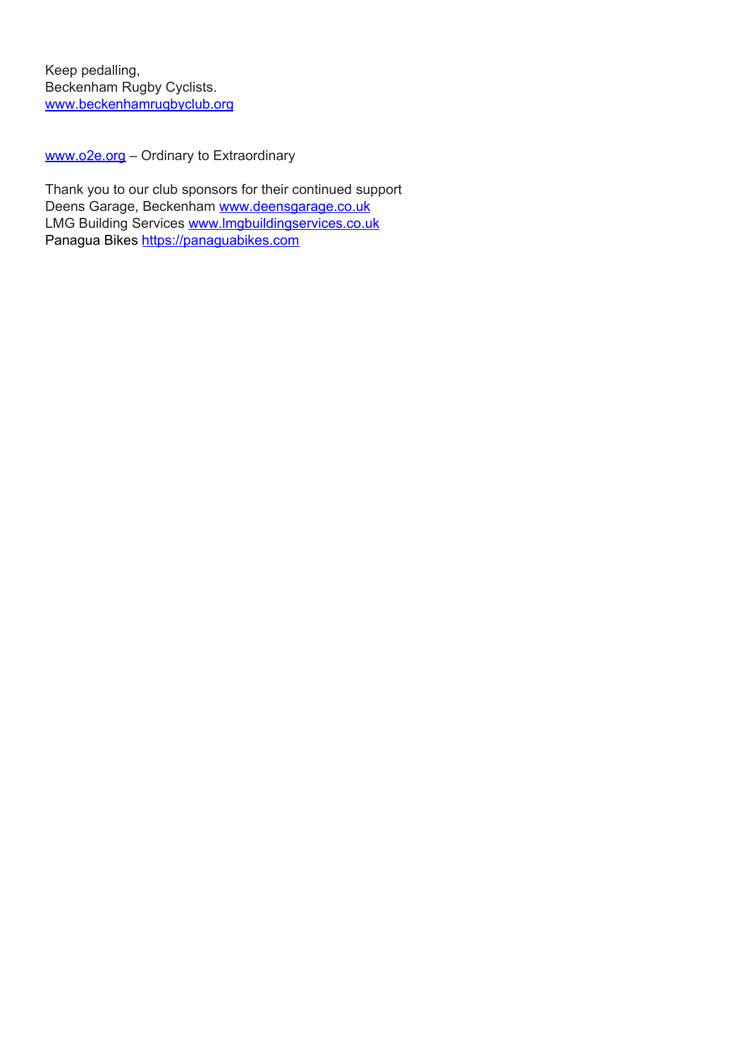Keep pedalling,
Beckenham Rugby Cyclists.
[www.beckenhamrugbyclub.org](http://www.beckenhamrugbyclub.org)

[www.o2e.org](http://www.o2e.org) – Ordinary to Extraordinary

Thank you to our club sponsors for their continued support
Deens Garage, Beckenham [www.deensgarage.co.uk](http://www.deensgarage.co.uk)
LMG Building Services [www.lmgbuildingservices.co.uk](http://www.lmgbuildingservices.co.uk)
Panagua Bikes [https://panaguabikes.com](https://panaguabikes.com)